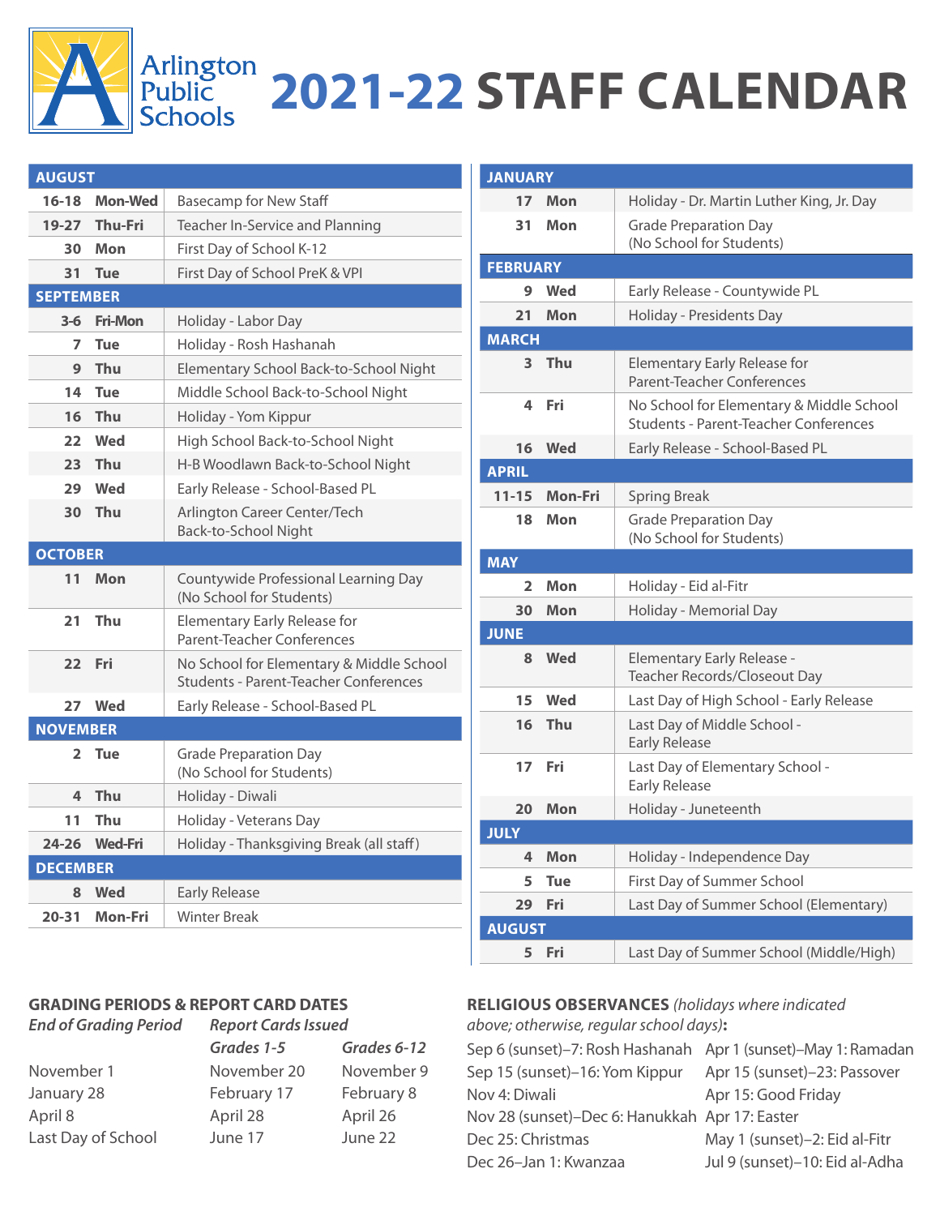# Arlington Public Schools 2021-22 STAFF CALENDAR

| Date | Day | Event |
|---|---|---|
| **AUGUST** | | |
| 16-18 | Mon-Wed | Basecamp for New Staff |
| 19-27 | Thu-Fri | Teacher In-Service and Planning |
| 30 | Mon | First Day of School K-12 |
| 31 | Tue | First Day of School PreK & VPI |
| **SEPTEMBER** | | |
| 3-6 | Fri-Mon | Holiday - Labor Day |
| 7 | Tue | Holiday - Rosh Hashanah |
| 9 | Thu | Elementary School Back-to-School Night |
| 14 | Tue | Middle School Back-to-School Night |
| 16 | Thu | Holiday - Yom Kippur |
| 22 | Wed | High School Back-to-School Night |
| 23 | Thu | H-B Woodlawn Back-to-School Night |
| 29 | Wed | Early Release - School-Based PL |
| 30 | Thu | Arlington Career Center/Tech Back-to-School Night |
| **OCTOBER** | | |
| 11 | Mon | Countywide Professional Learning Day (No School for Students) |
| 21 | Thu | Elementary Early Release for Parent-Teacher Conferences |
| 22 | Fri | No School for Elementary & Middle School Students - Parent-Teacher Conferences |
| 27 | Wed | Early Release - School-Based PL |
| **NOVEMBER** | | |
| 2 | Tue | Grade Preparation Day (No School for Students) |
| 4 | Thu | Holiday - Diwali |
| 11 | Thu | Holiday - Veterans Day |
| 24-26 | Wed-Fri | Holiday - Thanksgiving Break (all staff) |
| **DECEMBER** | | |
| 8 | Wed | Early Release |
| 20-31 | Mon-Fri | Winter Break |
| **JANUARY** | | |
| 17 | Mon | Holiday - Dr. Martin Luther King, Jr. Day |
| 31 | Mon | Grade Preparation Day (No School for Students) |
| **FEBRUARY** | | |
| 9 | Wed | Early Release - Countywide PL |
| 21 | Mon | Holiday - Presidents Day |
| **MARCH** | | |
| 3 | Thu | Elementary Early Release for Parent-Teacher Conferences |
| 4 | Fri | No School for Elementary & Middle School Students - Parent-Teacher Conferences |
| 16 | Wed | Early Release - School-Based PL |
| **APRIL** | | |
| 11-15 | Mon-Fri | Spring Break |
| 18 | Mon | Grade Preparation Day (No School for Students) |
| **MAY** | | |
| 2 | Mon | Holiday - Eid al-Fitr |
| 30 | Mon | Holiday - Memorial Day |
| **JUNE** | | |
| 8 | Wed | Elementary Early Release - Teacher Records/Closeout Day |
| 15 | Wed | Last Day of High School - Early Release |
| 16 | Thu | Last Day of Middle School - Early Release |
| 17 | Fri | Last Day of Elementary School - Early Release |
| 20 | Mon | Holiday - Juneteenth |
| **JULY** | | |
| 4 | Mon | Holiday - Independence Day |
| 5 | Tue | First Day of Summer School |
| 29 | Fri | Last Day of Summer School (Elementary) |
| **AUGUST** | | |
| 5 | Fri | Last Day of Summer School (Middle/High) |

## GRADING PERIODS & REPORT CARD DATES

| *End of Grading Period* | *Report Cards Issued* | |
|---|---|---|
| | *Grades 1-5* | *Grades 6-12* |
| November 1 | November 20 | November 9 |
| January 28 | February 17 | February 8 |
| April 8 | April 28 | April 26 |
| Last Day of School | June 17 | June 22 |

## RELIGIOUS OBSERVANCES *(holidays where indicated above; otherwise, regular school days)*:

- Sep 6 (sunset)–7: Rosh Hashanah
- Sep 15 (sunset)–16: Yom Kippur
- Nov 4: Diwali
- Nov 28 (sunset)–Dec 6: Hanukkah
- Dec 25: Christmas
- Dec 26–Jan 1: Kwanzaa
- Apr 1 (sunset)–May 1: Ramadan
- Apr 15 (sunset)–23: Passover
- Apr 15: Good Friday
- Apr 17: Easter
- May 1 (sunset)–2: Eid al-Fitr
- Jul 9 (sunset)–10: Eid al-Adha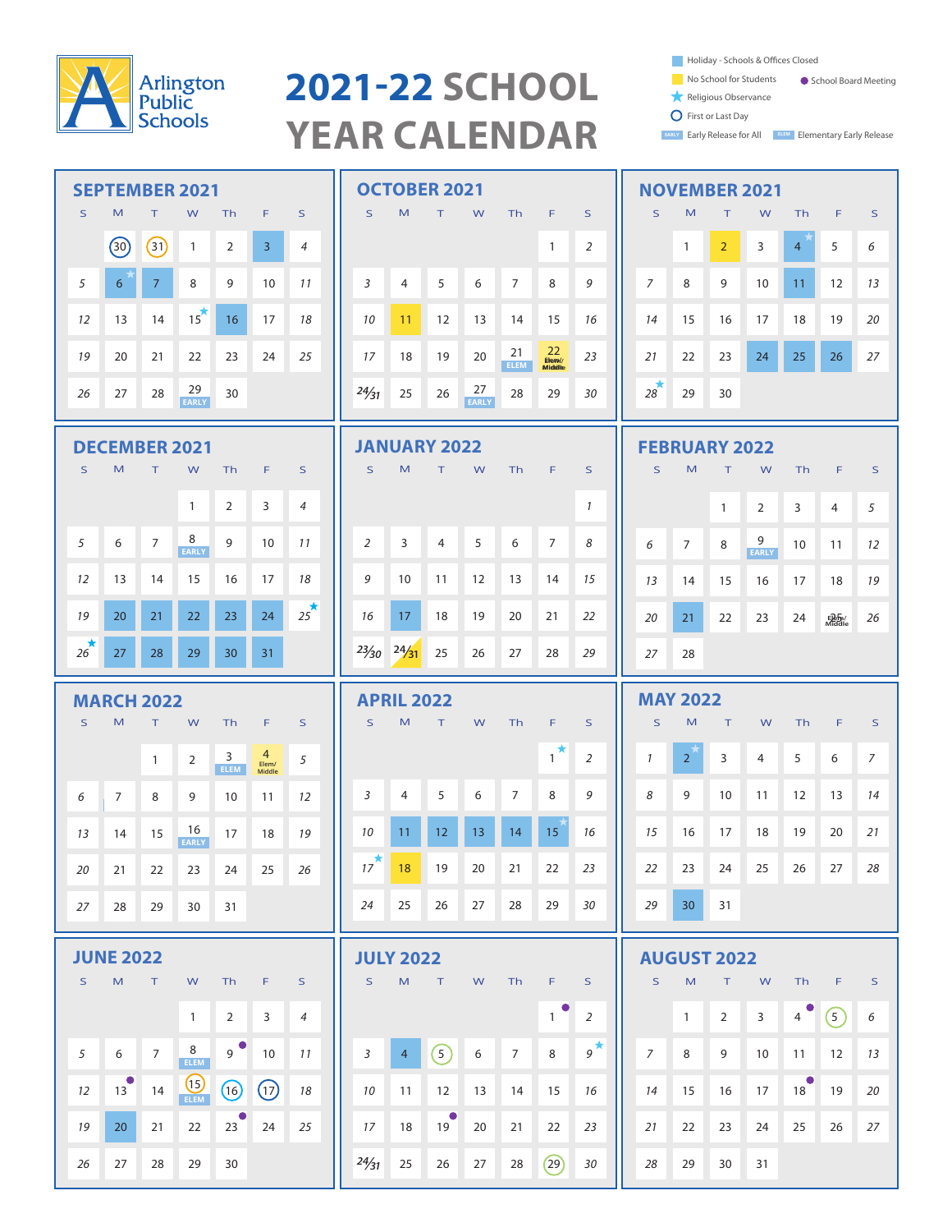# Arlington Public Schools

# 2021-22 SCHOOL YEAR CALENDAR

**Legend:**
- Holiday - Schools & Offices Closed
- No School for Students
- School Board Meeting
- Religious Observance
- First or Last Day
- EARLY: Early Release for All
- ELEM: Elementary Early Release

## SEPTEMBER 2021

| S | M | T | W | Th | F | S |
|---|---|---|---|---|---|---|
| | 30 | 31 | 1 | 2 | 3 | 4 |
| 5 | 6 | 7 | 8 | 9 | 10 | 11 |
| 12 | 13 | 14 | 15 | 16 | 17 | 18 |
| 19 | 20 | 21 | 22 | 23 | 24 | 25 |
| 26 | 27 | 28 | 29 EARLY | 30 | | |

## OCTOBER 2021

| S | M | T | W | Th | F | S |
|---|---|---|---|---|---|---|
| | | | | | 1 | 2 |
| 3 | 4 | 5 | 6 | 7 | 8 | 9 |
| 10 | 11 | 12 | 13 | 14 | 15 | 16 |
| 17 | 18 | 19 | 20 | 21 ELEM | 22 Elem/ Middle | 23 |
| 24/31 | 25 | 26 | 27 EARLY | 28 | 29 | 30 |

## NOVEMBER 2021

| S | M | T | W | Th | F | S |
|---|---|---|---|---|---|---|
| | 1 | 2 | 3 | 4 | 5 | 6 |
| 7 | 8 | 9 | 10 | 11 | 12 | 13 |
| 14 | 15 | 16 | 17 | 18 | 19 | 20 |
| 21 | 22 | 23 | 24 | 25 | 26 | 27 |
| 28 | 29 | 30 | | | | |

## DECEMBER 2021

| S | M | T | W | Th | F | S |
|---|---|---|---|---|---|---|
| | | | 1 | 2 | 3 | 4 |
| 5 | 6 | 7 | 8 EARLY | 9 | 10 | 11 |
| 12 | 13 | 14 | 15 | 16 | 17 | 18 |
| 19 | 20 | 21 | 22 | 23 | 24 | 25 |
| 26 | 27 | 28 | 29 | 30 | 31 | |

## JANUARY 2022

| S | M | T | W | Th | F | S |
|---|---|---|---|---|---|---|
| | | | | | | 1 |
| 2 | 3 | 4 | 5 | 6 | 7 | 8 |
| 9 | 10 | 11 | 12 | 13 | 14 | 15 |
| 16 | 17 | 18 | 19 | 20 | 21 | 22 |
| 23/30 | 24/31 | 25 | 26 | 27 | 28 | 29 |

## FEBRUARY 2022

| S | M | T | W | Th | F | S |
|---|---|---|---|---|---|---|
| | | 1 | 2 | 3 | 4 | 5 |
| 6 | 7 | 8 | 9 EARLY | 10 | 11 | 12 |
| 13 | 14 | 15 | 16 | 17 | 18 | 19 |
| 20 | 21 | 22 | 23 | 24 | 25 Elem/ Middle | 26 |
| 27 | 28 | | | | | |

## MARCH 2022

| S | M | T | W | Th | F | S |
|---|---|---|---|---|---|---|
| | | 1 | 2 | 3 ELEM | 4 Elem/ Middle | 5 |
| 6 | 7 | 8 | 9 | 10 | 11 | 12 |
| 13 | 14 | 15 | 16 EARLY | 17 | 18 | 19 |
| 20 | 21 | 22 | 23 | 24 | 25 | 26 |
| 27 | 28 | 29 | 30 | 31 | | |

## APRIL 2022

| S | M | T | W | Th | F | S |
|---|---|---|---|---|---|---|
| | | | | | 1 | 2 |
| 3 | 4 | 5 | 6 | 7 | 8 | 9 |
| 10 | 11 | 12 | 13 | 14 | 15 | 16 |
| 17 | 18 | 19 | 20 | 21 | 22 | 23 |
| 24 | 25 | 26 | 27 | 28 | 29 | 30 |

## MAY 2022

| S | M | T | W | Th | F | S |
|---|---|---|---|---|---|---|
| 1 | 2 | 3 | 4 | 5 | 6 | 7 |
| 8 | 9 | 10 | 11 | 12 | 13 | 14 |
| 15 | 16 | 17 | 18 | 19 | 20 | 21 |
| 22 | 23 | 24 | 25 | 26 | 27 | 28 |
| 29 | 30 | 31 | | | | |

## JUNE 2022

| S | M | T | W | Th | F | S |
|---|---|---|---|---|---|---|
| | | | 1 | 2 | 3 | 4 |
| 5 | 6 | 7 | 8 ELEM | 9 | 10 | 11 |
| 12 | 13 | 14 | 15 ELEM | 16 | 17 | 18 |
| 19 | 20 | 21 | 22 | 23 | 24 | 25 |
| 26 | 27 | 28 | 29 | 30 | | |

## JULY 2022

| S | M | T | W | Th | F | S |
|---|---|---|---|---|---|---|
| | | | | | 1 | 2 |
| 3 | 4 | 5 | 6 | 7 | 8 | 9 |
| 10 | 11 | 12 | 13 | 14 | 15 | 16 |
| 17 | 18 | 19 | 20 | 21 | 22 | 23 |
| 24/31 | 25 | 26 | 27 | 28 | 29 | 30 |

## AUGUST 2022

| S | M | T | W | Th | F | S |
|---|---|---|---|---|---|---|
| | 1 | 2 | 3 | 4 | 5 | 6 |
| 7 | 8 | 9 | 10 | 11 | 12 | 13 |
| 14 | 15 | 16 | 17 | 18 | 19 | 20 |
| 21 | 22 | 23 | 24 | 25 | 26 | 27 |
| 28 | 29 | 30 | 31 | | | |